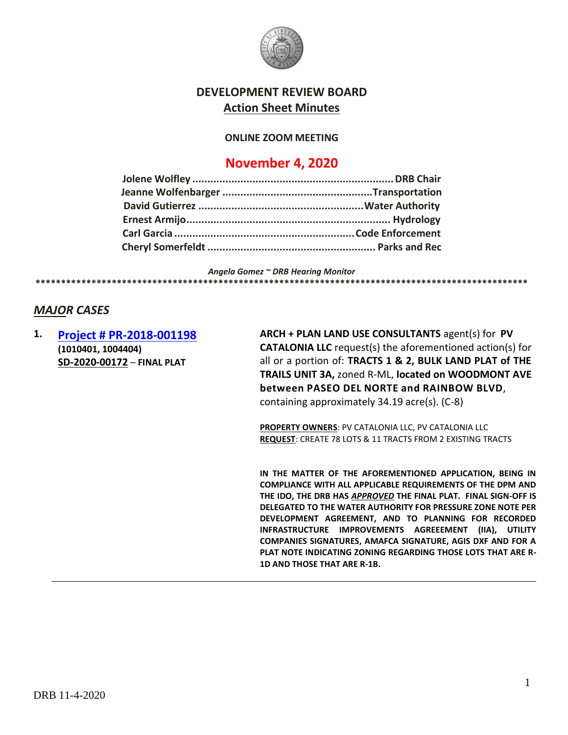# DEVELOPMENT REVIEW BOARD

## Action Sheet Minutes

**ONLINE ZOOM MEETING**

## November 4, 2020

**Jolene Wolfley .................................................................. DRB Chair**
**Jeanne Wolfenbarger .................................................Transportation**
**David Gutierrez .....................................................Water Authority**
**Ernest Armijo.................................................................. Hydrology**
**Carl Garcia ..........................................................Code Enforcement**
**Cheryl Somerfeldt ...................................................... Parks and Rec**

***Angela Gomez ~ DRB Hearing Monitor***

****************************************************************************************************

## *MAJOR CASES*

**1. Project # PR-2018-001198**
**(1010401, 1004404)**
**SD-2020-00172** – **FINAL PLAT**

**ARCH + PLAN LAND USE CONSULTANTS** agent(s) for **PV CATALONIA LLC** request(s) the aforementioned action(s) for all or a portion of: **TRACTS 1 & 2, BULK LAND PLAT of THE TRAILS UNIT 3A,** zoned R-ML, **located on WOODMONT AVE between PASEO DEL NORTE and RAINBOW BLVD**, containing approximately 34.19 acre(s). (C-8)

**PROPERTY OWNERS**: PV CATALONIA LLC, PV CATALONIA LLC
**REQUEST**: CREATE 78 LOTS & 11 TRACTS FROM 2 EXISTING TRACTS

**IN THE MATTER OF THE AFOREMENTIONED APPLICATION, BEING IN COMPLIANCE WITH ALL APPLICABLE REQUIREMENTS OF THE DPM AND THE IDO, THE DRB HAS *APPROVED* THE FINAL PLAT. FINAL SIGN-OFF IS DELEGATED TO THE WATER AUTHORITY FOR PRESSURE ZONE NOTE PER DEVELOPMENT AGREEMENT, AND TO PLANNING FOR RECORDED INFRASTRUCTURE IMPROVEMENTS AGREEEMENT (IIA), UTILITY COMPANIES SIGNATURES, AMAFCA SIGNATURE, AGIS DXF AND FOR A PLAT NOTE INDICATING ZONING REGARDING THOSE LOTS THAT ARE R-1D AND THOSE THAT ARE R-1B.**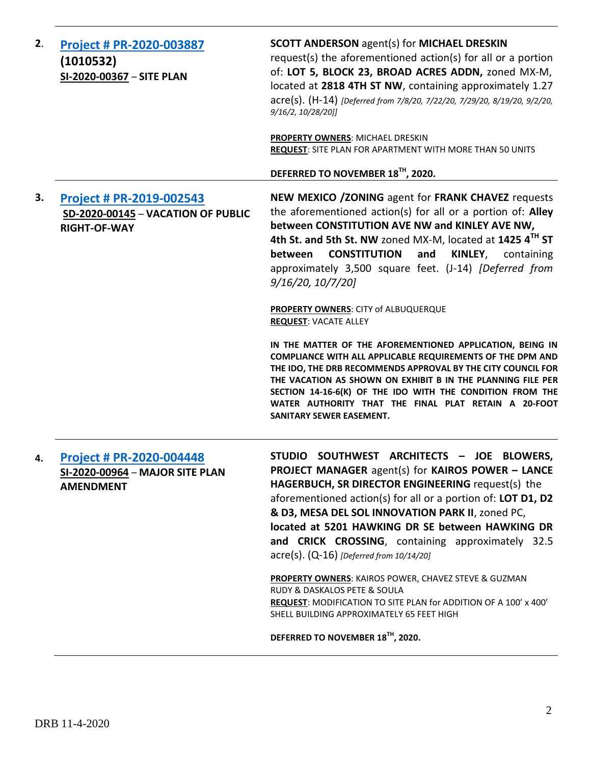| | | |
|---|---|---|
| **2.** | **Project # PR-2020-003887**<br>**(1010532)**<br>**SI-2020-00367** – **SITE PLAN** | **SCOTT ANDERSON** agent(s) for **MICHAEL DRESKIN** request(s) the aforementioned action(s) for all or a portion of: **LOT 5, BLOCK 23, BROAD ACRES ADDN,** zoned MX-M, located at **2818 4TH ST NW**, containing approximately 1.27 acre(s). (H-14) *[Deferred from 7/8/20, 7/22/20, 7/29/20, 8/19/20, 9/2/20, 9/16/2, 10/28/20]]*<br><br>**PROPERTY OWNERS**: MICHAEL DRESKIN<br>**REQUEST**: SITE PLAN FOR APARTMENT WITH MORE THAN 50 UNITS<br><br>**DEFERRED TO NOVEMBER 18TH, 2020.** |
| **3.** | **Project # PR-2019-002543**<br>**SD-2020-00145** – **VACATION OF PUBLIC RIGHT-OF-WAY** | **NEW MEXICO /ZONING** agent for **FRANK CHAVEZ** requests the aforementioned action(s) for all or a portion of: **Alley between CONSTITUTION AVE NW and KINLEY AVE NW, 4th St. and 5th St. NW** zoned MX-M, located at **1425 4TH ST between CONSTITUTION and KINLEY**, containing approximately 3,500 square feet. (J-14) *[Deferred from 9/16/20, 10/7/20]*<br><br>**PROPERTY OWNERS**: CITY of ALBUQUERQUE<br>**REQUEST**: VACATE ALLEY<br><br>**IN THE MATTER OF THE AFOREMENTIONED APPLICATION, BEING IN COMPLIANCE WITH ALL APPLICABLE REQUIREMENTS OF THE DPM AND THE IDO, THE DRB RECOMMENDS APPROVAL BY THE CITY COUNCIL FOR THE VACATION AS SHOWN ON EXHIBIT B IN THE PLANNING FILE PER SECTION 14-16-6(K) OF THE IDO WITH THE CONDITION FROM THE WATER AUTHORITY THAT THE FINAL PLAT RETAIN A 20-FOOT SANITARY SEWER EASEMENT.** |
| **4.** | **Project # PR-2020-004448**<br>**SI-2020-00964** – **MAJOR SITE PLAN AMENDMENT** | **STUDIO SOUTHWEST ARCHITECTS – JOE BLOWERS, PROJECT MANAGER** agent(s) for **KAIROS POWER – LANCE HAGERBUCH, SR DIRECTOR ENGINEERING** request(s) the aforementioned action(s) for all or a portion of: **LOT D1, D2 & D3, MESA DEL SOL INNOVATION PARK II**, zoned PC, **located at 5201 HAWKING DR SE between HAWKING DR and CRICK CROSSING**, containing approximately 32.5 acre(s). (Q-16) *[Deferred from 10/14/20]*<br><br>**PROPERTY OWNERS**: KAIROS POWER, CHAVEZ STEVE & GUZMAN RUDY & DASKALOS PETE & SOULA<br>**REQUEST**: MODIFICATION TO SITE PLAN for ADDITION OF A 100' x 400' SHELL BUILDING APPROXIMATELY 65 FEET HIGH<br><br>**DEFERRED TO NOVEMBER 18TH, 2020.** |

DRB 11-4-2020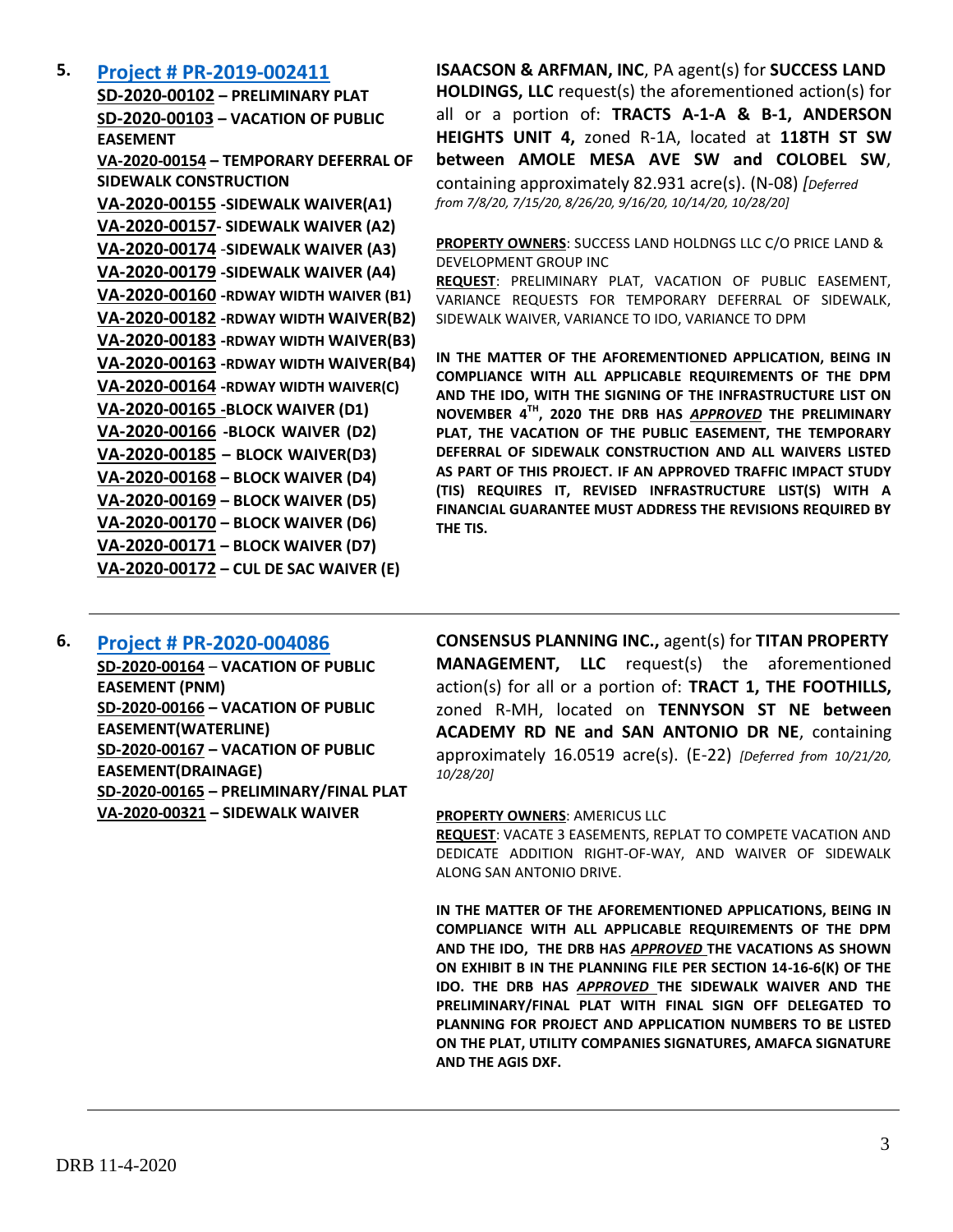**5. [Project # PR-2019-002411](#)**

**SD-2020-00102 – PRELIMINARY PLAT**
**SD-2020-00103 – VACATION OF PUBLIC EASEMENT**
**VA-2020-00154 – TEMPORARY DEFERRAL OF SIDEWALK CONSTRUCTION**
**VA-2020-00155 -SIDEWALK WAIVER(A1)**
**VA-2020-00157- SIDEWALK WAIVER (A2)**
**VA-2020-00174 -SIDEWALK WAIVER (A3)**
**VA-2020-00179 -SIDEWALK WAIVER (A4)**
**VA-2020-00160 -RDWAY WIDTH WAIVER (B1)**
**VA-2020-00182 -RDWAY WIDTH WAIVER(B2)**
**VA-2020-00183 -RDWAY WIDTH WAIVER(B3)**
**VA-2020-00163 -RDWAY WIDTH WAIVER(B4)**
**VA-2020-00164 -RDWAY WIDTH WAIVER(C)**
**VA-2020-00165 -BLOCK WAIVER (D1)**
**VA-2020-00166 -BLOCK WAIVER (D2)**
**VA-2020-00185 – BLOCK WAIVER(D3)**
**VA-2020-00168 – BLOCK WAIVER (D4)**
**VA-2020-00169 – BLOCK WAIVER (D5)**
**VA-2020-00170 – BLOCK WAIVER (D6)**
**VA-2020-00171 – BLOCK WAIVER (D7)**
**VA-2020-00172 – CUL DE SAC WAIVER (E)**

**ISAACSON & ARFMAN, INC**, PA agent(s) for **SUCCESS LAND HOLDINGS, LLC** request(s) the aforementioned action(s) for all or a portion of: **TRACTS A-1-A & B-1, ANDERSON HEIGHTS UNIT 4,** zoned R-1A, located at **118TH ST SW between AMOLE MESA AVE SW and COLOBEL SW**, containing approximately 82.931 acre(s). (N-08) *[Deferred from 7/8/20, 7/15/20, 8/26/20, 9/16/20, 10/14/20, 10/28/20]*

**PROPERTY OWNERS**: SUCCESS LAND HOLDNGS LLC C/O PRICE LAND & DEVELOPMENT GROUP INC

**REQUEST**: PRELIMINARY PLAT, VACATION OF PUBLIC EASEMENT, VARIANCE REQUESTS FOR TEMPORARY DEFERRAL OF SIDEWALK, SIDEWALK WAIVER, VARIANCE TO IDO, VARIANCE TO DPM

**IN THE MATTER OF THE AFOREMENTIONED APPLICATION, BEING IN COMPLIANCE WITH ALL APPLICABLE REQUIREMENTS OF THE DPM AND THE IDO, WITH THE SIGNING OF THE INFRASTRUCTURE LIST ON NOVEMBER 4TH, 2020 THE DRB HAS *APPROVED* THE PRELIMINARY PLAT, THE VACATION OF THE PUBLIC EASEMENT, THE TEMPORARY DEFERRAL OF SIDEWALK CONSTRUCTION AND ALL WAIVERS LISTED AS PART OF THIS PROJECT. IF AN APPROVED TRAFFIC IMPACT STUDY (TIS) REQUIRES IT, REVISED INFRASTRUCTURE LIST(S) WITH A FINANCIAL GUARANTEE MUST ADDRESS THE REVISIONS REQUIRED BY THE TIS.**

---

**6. [Project # PR-2020-004086](#)**

**SD-2020-00164 – VACATION OF PUBLIC EASEMENT (PNM)**
**SD-2020-00166 – VACATION OF PUBLIC EASEMENT(WATERLINE)**
**SD-2020-00167 – VACATION OF PUBLIC EASEMENT(DRAINAGE)**
**SD-2020-00165 – PRELIMINARY/FINAL PLAT**
**VA-2020-00321 – SIDEWALK WAIVER**

**CONSENSUS PLANNING INC.,** agent(s) for **TITAN PROPERTY MANAGEMENT, LLC** request(s) the aforementioned action(s) for all or a portion of: **TRACT 1, THE FOOTHILLS,** zoned R-MH, located on **TENNYSON ST NE between ACADEMY RD NE and SAN ANTONIO DR NE**, containing approximately 16.0519 acre(s). (E-22) *[Deferred from 10/21/20, 10/28/20]*

**PROPERTY OWNERS**: AMERICUS LLC

**REQUEST**: VACATE 3 EASEMENTS, REPLAT TO COMPETE VACATION AND DEDICATE ADDITION RIGHT-OF-WAY, AND WAIVER OF SIDEWALK ALONG SAN ANTONIO DRIVE.

**IN THE MATTER OF THE AFOREMENTIONED APPLICATIONS, BEING IN COMPLIANCE WITH ALL APPLICABLE REQUIREMENTS OF THE DPM AND THE IDO, THE DRB HAS *APPROVED* THE VACATIONS AS SHOWN ON EXHIBIT B IN THE PLANNING FILE PER SECTION 14-16-6(K) OF THE IDO. THE DRB HAS *APPROVED* THE SIDEWALK WAIVER AND THE PRELIMINARY/FINAL PLAT WITH FINAL SIGN OFF DELEGATED TO PLANNING FOR PROJECT AND APPLICATION NUMBERS TO BE LISTED ON THE PLAT, UTILITY COMPANIES SIGNATURES, AMAFCA SIGNATURE AND THE AGIS DXF.**

---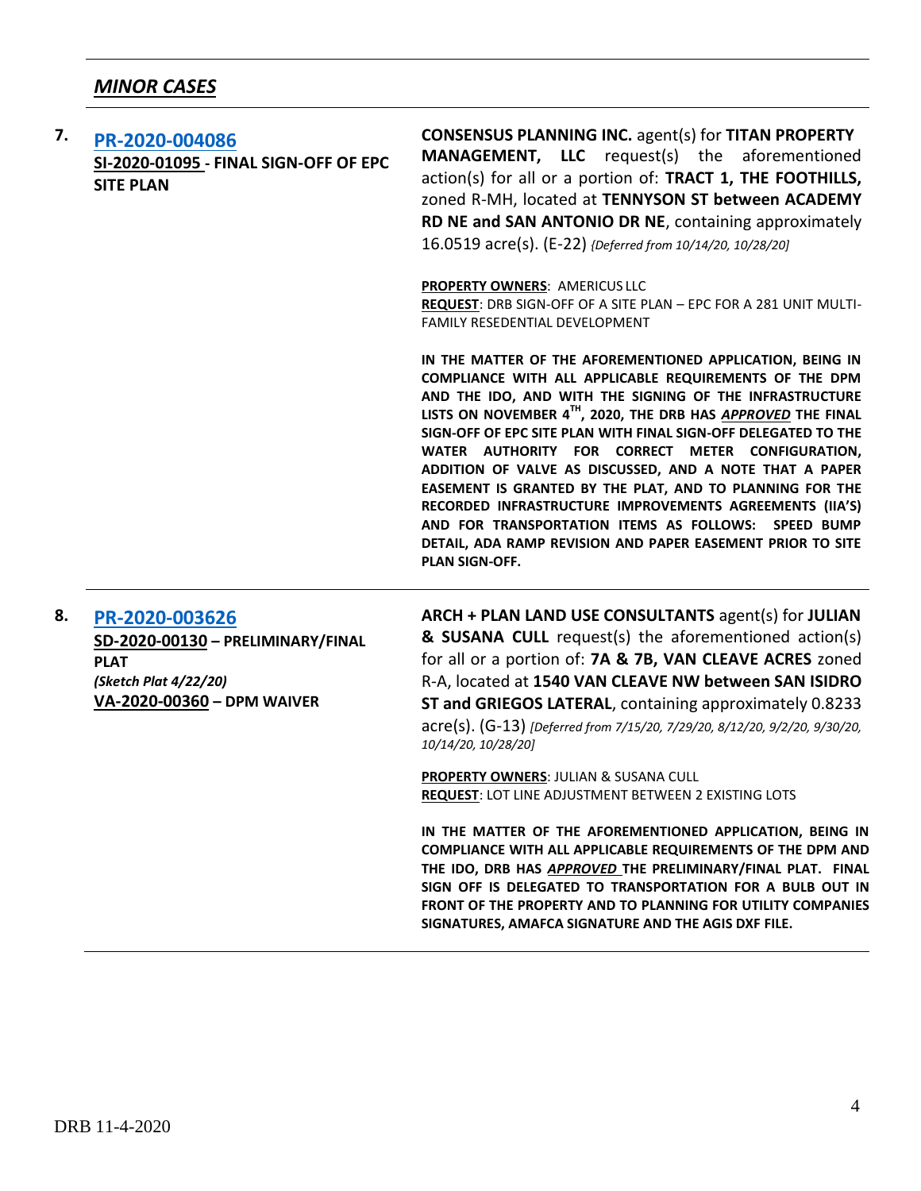## *MINOR CASES*

**7.** **PR-2020-004086**
**SI-2020-01095 - FINAL SIGN-OFF OF EPC SITE PLAN**

**CONSENSUS PLANNING INC.** agent(s) for **TITAN PROPERTY MANAGEMENT, LLC** request(s) the aforementioned action(s) for all or a portion of: **TRACT 1, THE FOOTHILLS,** zoned R-MH, located at **TENNYSON ST between ACADEMY RD NE and SAN ANTONIO DR NE**, containing approximately 16.0519 acre(s). (E-22) *{Deferred from 10/14/20, 10/28/20]*

**PROPERTY OWNERS**: AMERICUS LLC
**REQUEST**: DRB SIGN-OFF OF A SITE PLAN – EPC FOR A 281 UNIT MULTI-FAMILY RESEDENTIAL DEVELOPMENT

**IN THE MATTER OF THE AFOREMENTIONED APPLICATION, BEING IN COMPLIANCE WITH ALL APPLICABLE REQUIREMENTS OF THE DPM AND THE IDO, AND WITH THE SIGNING OF THE INFRASTRUCTURE LISTS ON NOVEMBER 4TH, 2020, THE DRB HAS *APPROVED* THE FINAL SIGN-OFF OF EPC SITE PLAN WITH FINAL SIGN-OFF DELEGATED TO THE WATER AUTHORITY FOR CORRECT METER CONFIGURATION, ADDITION OF VALVE AS DISCUSSED, AND A NOTE THAT A PAPER EASEMENT IS GRANTED BY THE PLAT, AND TO PLANNING FOR THE RECORDED INFRASTRUCTURE IMPROVEMENTS AGREEMENTS (IIA'S) AND FOR TRANSPORTATION ITEMS AS FOLLOWS: SPEED BUMP DETAIL, ADA RAMP REVISION AND PAPER EASEMENT PRIOR TO SITE PLAN SIGN-OFF.**

---

**8.** **PR-2020-003626**
**SD-2020-00130 – PRELIMINARY/FINAL PLAT**
***(Sketch Plat 4/22/20)***
**VA-2020-00360 – DPM WAIVER**

**ARCH + PLAN LAND USE CONSULTANTS** agent(s) for **JULIAN & SUSANA CULL** request(s) the aforementioned action(s) for all or a portion of: **7A & 7B, VAN CLEAVE ACRES** zoned R-A, located at **1540 VAN CLEAVE NW between SAN ISIDRO ST and GRIEGOS LATERAL**, containing approximately 0.8233 acre(s). (G-13) *[Deferred from 7/15/20, 7/29/20, 8/12/20, 9/2/20, 9/30/20, 10/14/20, 10/28/20]*

**PROPERTY OWNERS**: JULIAN & SUSANA CULL
**REQUEST**: LOT LINE ADJUSTMENT BETWEEN 2 EXISTING LOTS

**IN THE MATTER OF THE AFOREMENTIONED APPLICATION, BEING IN COMPLIANCE WITH ALL APPLICABLE REQUIREMENTS OF THE DPM AND THE IDO, DRB HAS *APPROVED* THE PRELIMINARY/FINAL PLAT. FINAL SIGN OFF IS DELEGATED TO TRANSPORTATION FOR A BULB OUT IN FRONT OF THE PROPERTY AND TO PLANNING FOR UTILITY COMPANIES SIGNATURES, AMAFCA SIGNATURE AND THE AGIS DXF FILE.**

---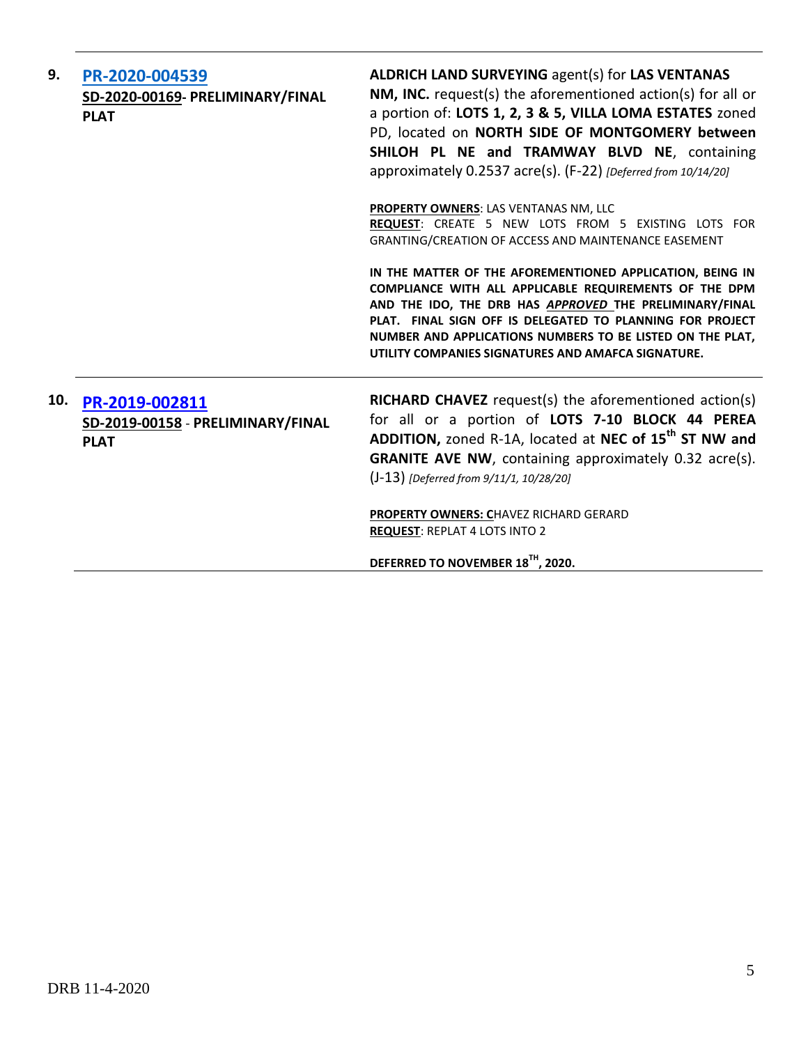| | | |
|---|---|---|
| **9.** | **PR-2020-004539**<br>**SD-2020-00169- PRELIMINARY/FINAL PLAT** | **ALDRICH LAND SURVEYING** agent(s) for **LAS VENTANAS NM, INC.** request(s) the aforementioned action(s) for all or a portion of: **LOTS 1, 2, 3 & 5, VILLA LOMA ESTATES** zoned PD, located on **NORTH SIDE OF MONTGOMERY between SHILOH PL NE and TRAMWAY BLVD NE**, containing approximately 0.2537 acre(s). (F-22) *[Deferred from 10/14/20]*<br><br>**PROPERTY OWNERS**: LAS VENTANAS NM, LLC<br>**REQUEST**: CREATE 5 NEW LOTS FROM 5 EXISTING LOTS FOR GRANTING/CREATION OF ACCESS AND MAINTENANCE EASEMENT<br><br>**IN THE MATTER OF THE AFOREMENTIONED APPLICATION, BEING IN COMPLIANCE WITH ALL APPLICABLE REQUIREMENTS OF THE DPM AND THE IDO, THE DRB HAS *APPROVED* THE PRELIMINARY/FINAL PLAT. FINAL SIGN OFF IS DELEGATED TO PLANNING FOR PROJECT NUMBER AND APPLICATIONS NUMBERS TO BE LISTED ON THE PLAT, UTILITY COMPANIES SIGNATURES AND AMAFCA SIGNATURE.** |
| **10.** | **PR-2019-002811**<br>**SD-2019-00158 - PRELIMINARY/FINAL PLAT** | **RICHARD CHAVEZ** request(s) the aforementioned action(s) for all or a portion of **LOTS 7-10 BLOCK 44 PEREA ADDITION,** zoned R-1A, located at **NEC of 15th ST NW and GRANITE AVE NW**, containing approximately 0.32 acre(s). (J-13) *[Deferred from 9/11/1, 10/28/20]*<br><br>**PROPERTY OWNERS:** CHAVEZ RICHARD GERARD<br>**REQUEST**: REPLAT 4 LOTS INTO 2<br><br>**DEFERRED TO NOVEMBER 18TH, 2020.** |

DRB 11-4-2020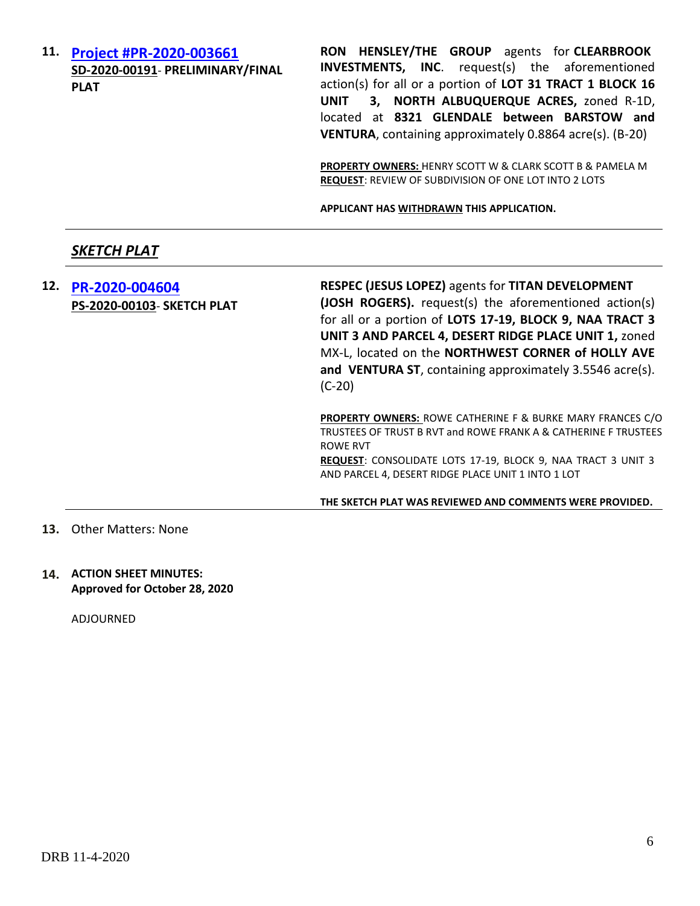**11. [Project #PR-2020-003661](#)**
**SD-2020-00191- PRELIMINARY/FINAL PLAT**

**RON HENSLEY/THE GROUP** agents for **CLEARBROOK INVESTMENTS, INC**. request(s) the aforementioned action(s) for all or a portion of **LOT 31 TRACT 1 BLOCK 16 UNIT 3, NORTH ALBUQUERQUE ACRES,** zoned R-1D, located at **8321 GLENDALE between BARSTOW and VENTURA**, containing approximately 0.8864 acre(s). (B-20)

**PROPERTY OWNERS:** HENRY SCOTT W & CLARK SCOTT B & PAMELA M
**REQUEST**: REVIEW OF SUBDIVISION OF ONE LOT INTO 2 LOTS

**APPLICANT HAS WITHDRAWN THIS APPLICATION.**

---

## *SKETCH PLAT*

---

**12. [PR-2020-004604](#)**
**PS-2020-00103- SKETCH PLAT**

**RESPEC (JESUS LOPEZ)** agents for **TITAN DEVELOPMENT (JOSH ROGERS).** request(s) the aforementioned action(s) for all or a portion of **LOTS 17-19, BLOCK 9, NAA TRACT 3 UNIT 3 AND PARCEL 4, DESERT RIDGE PLACE UNIT 1,** zoned MX-L, located on the **NORTHWEST CORNER of HOLLY AVE and VENTURA ST**, containing approximately 3.5546 acre(s). (C-20)

**PROPERTY OWNERS:** ROWE CATHERINE F & BURKE MARY FRANCES C/O TRUSTEES OF TRUST B RVT and ROWE FRANK A & CATHERINE F TRUSTEES ROWE RVT
**REQUEST**: CONSOLIDATE LOTS 17-19, BLOCK 9, NAA TRACT 3 UNIT 3 AND PARCEL 4, DESERT RIDGE PLACE UNIT 1 INTO 1 LOT

**THE SKETCH PLAT WAS REVIEWED AND COMMENTS WERE PROVIDED.**

---

**13.** Other Matters: None

**14. ACTION SHEET MINUTES:**
**Approved for October 28, 2020**

ADJOURNED